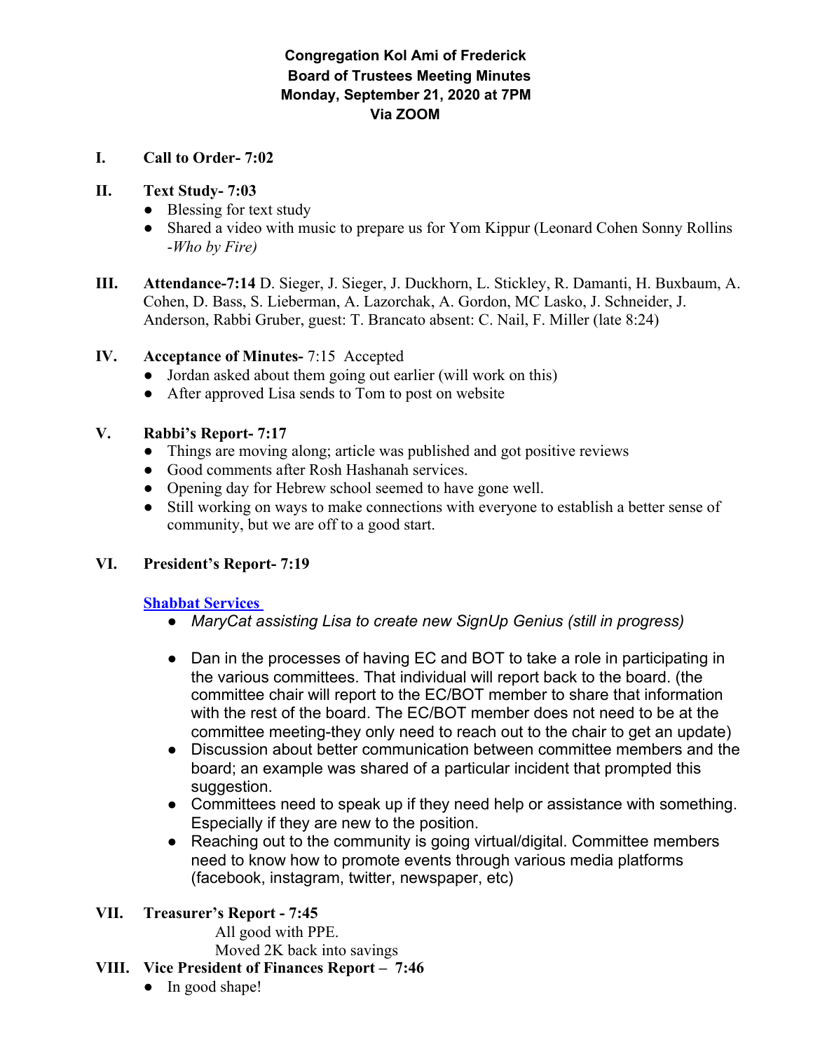**Congregation Kol Ami of Frederick**
**Board of Trustees Meeting Minutes**
**Monday, September 21, 2020 at 7PM**
**Via ZOOM**

**I. Call to Order- 7:02**

**II. Text Study- 7:03**

- Blessing for text study
- Shared a video with music to prepare us for Yom Kippur (Leonard Cohen Sonny Rollins -*Who by Fire)*

**III. Attendance-7:14** D. Sieger, J. Sieger, J. Duckhorn, L. Stickley, R. Damanti, H. Buxbaum, A. Cohen, D. Bass, S. Lieberman, A. Lazorchak, A. Gordon, MC Lasko, J. Schneider, J. Anderson, Rabbi Gruber, guest: T. Brancato absent: C. Nail, F. Miller (late 8:24)

**IV. Acceptance of Minutes-** 7:15 Accepted

- Jordan asked about them going out earlier (will work on this)
- After approved Lisa sends to Tom to post on website

**V. Rabbi's Report- 7:17**

- Things are moving along; article was published and got positive reviews
- Good comments after Rosh Hashanah services.
- Opening day for Hebrew school seemed to have gone well.
- Still working on ways to make connections with everyone to establish a better sense of community, but we are off to a good start.

**VI. President's Report- 7:19**

**Shabbat Services**

- *MaryCat assisting Lisa to create new SignUp Genius (still in progress)*
- Dan in the processes of having EC and BOT to take a role in participating in the various committees. That individual will report back to the board. (the committee chair will report to the EC/BOT member to share that information with the rest of the board. The EC/BOT member does not need to be at the committee meeting-they only need to reach out to the chair to get an update)
- Discussion about better communication between committee members and the board; an example was shared of a particular incident that prompted this suggestion.
- Committees need to speak up if they need help or assistance with something. Especially if they are new to the position.
- Reaching out to the community is going virtual/digital. Committee members need to know how to promote events through various media platforms (facebook, instagram, twitter, newspaper, etc)

**VII. Treasurer's Report - 7:45**

All good with PPE.
Moved 2K back into savings

**VIII. Vice President of Finances Report – 7:46**

- In good shape!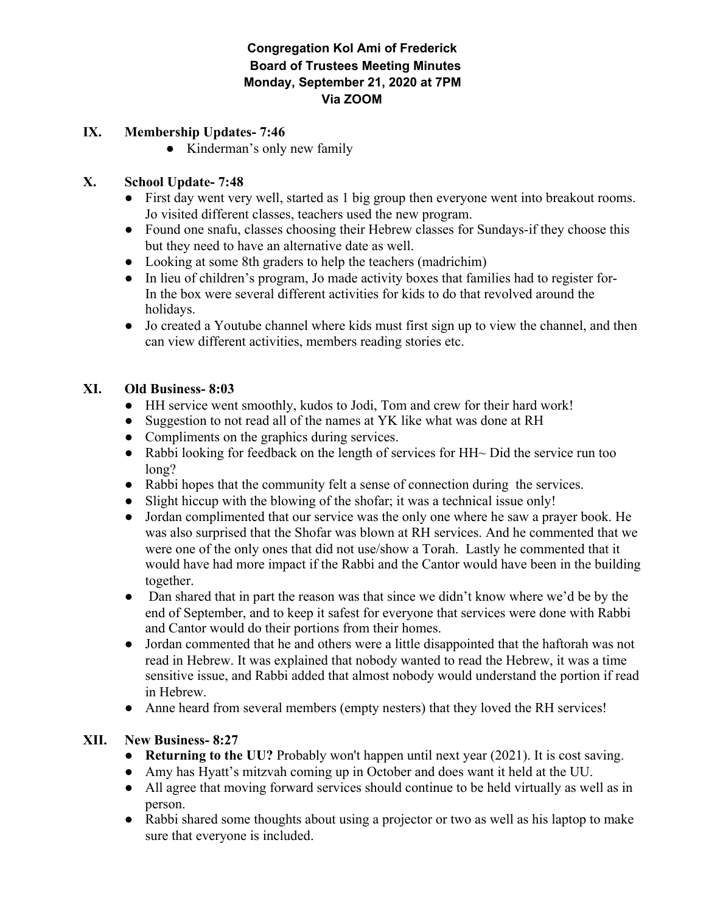**Congregation Kol Ami of Frederick**
**Board of Trustees Meeting Minutes**
**Monday, September 21, 2020 at 7PM**
**Via ZOOM**

## IX. Membership Updates- 7:46

- Kinderman's only new family

## X. School Update- 7:48

- First day went very well, started as 1 big group then everyone went into breakout rooms. Jo visited different classes, teachers used the new program.
- Found one snafu, classes choosing their Hebrew classes for Sundays-if they choose this but they need to have an alternative date as well.
- Looking at some 8th graders to help the teachers (madrichim)
- In lieu of children's program, Jo made activity boxes that families had to register for- In the box were several different activities for kids to do that revolved around the holidays.
- Jo created a Youtube channel where kids must first sign up to view the channel, and then can view different activities, members reading stories etc.

## XI. Old Business- 8:03

- HH service went smoothly, kudos to Jodi, Tom and crew for their hard work!
- Suggestion to not read all of the names at YK like what was done at RH
- Compliments on the graphics during services.
- Rabbi looking for feedback on the length of services for HH~ Did the service run too long?
- Rabbi hopes that the community felt a sense of connection during the services.
- Slight hiccup with the blowing of the shofar; it was a technical issue only!
- Jordan complimented that our service was the only one where he saw a prayer book. He was also surprised that the Shofar was blown at RH services. And he commented that we were one of the only ones that did not use/show a Torah. Lastly he commented that it would have had more impact if the Rabbi and the Cantor would have been in the building together.
- Dan shared that in part the reason was that since we didn't know where we'd be by the end of September, and to keep it safest for everyone that services were done with Rabbi and Cantor would do their portions from their homes.
- Jordan commented that he and others were a little disappointed that the haftorah was not read in Hebrew. It was explained that nobody wanted to read the Hebrew, it was a time sensitive issue, and Rabbi added that almost nobody would understand the portion if read in Hebrew.
- Anne heard from several members (empty nesters) that they loved the RH services!

## XII. New Business- 8:27

- **Returning to the UU?** Probably won't happen until next year (2021). It is cost saving.
- Amy has Hyatt's mitzvah coming up in October and does want it held at the UU.
- All agree that moving forward services should continue to be held virtually as well as in person.
- Rabbi shared some thoughts about using a projector or two as well as his laptop to make sure that everyone is included.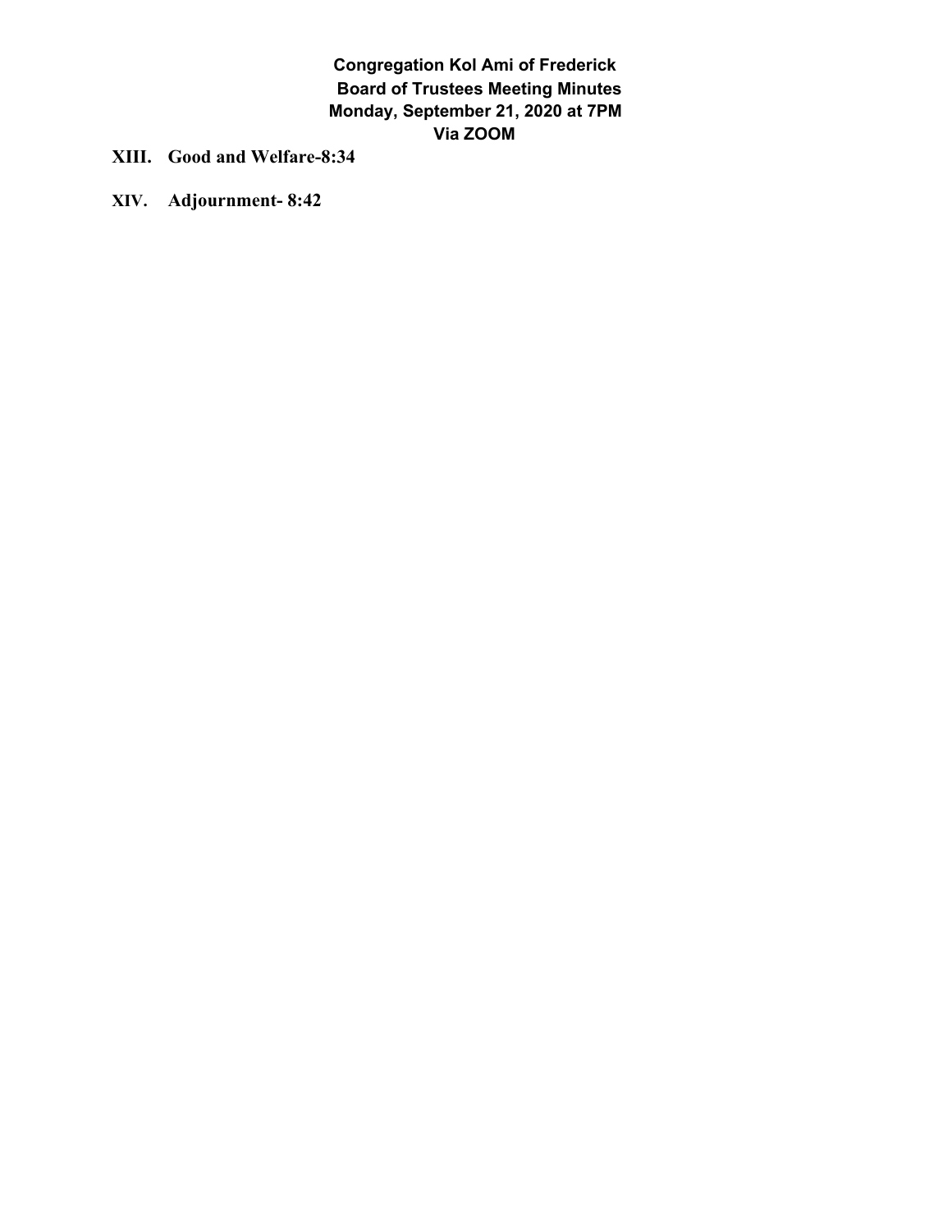**XIII. Good and Welfare-8:34**

**XIV. Adjournment- 8:42**